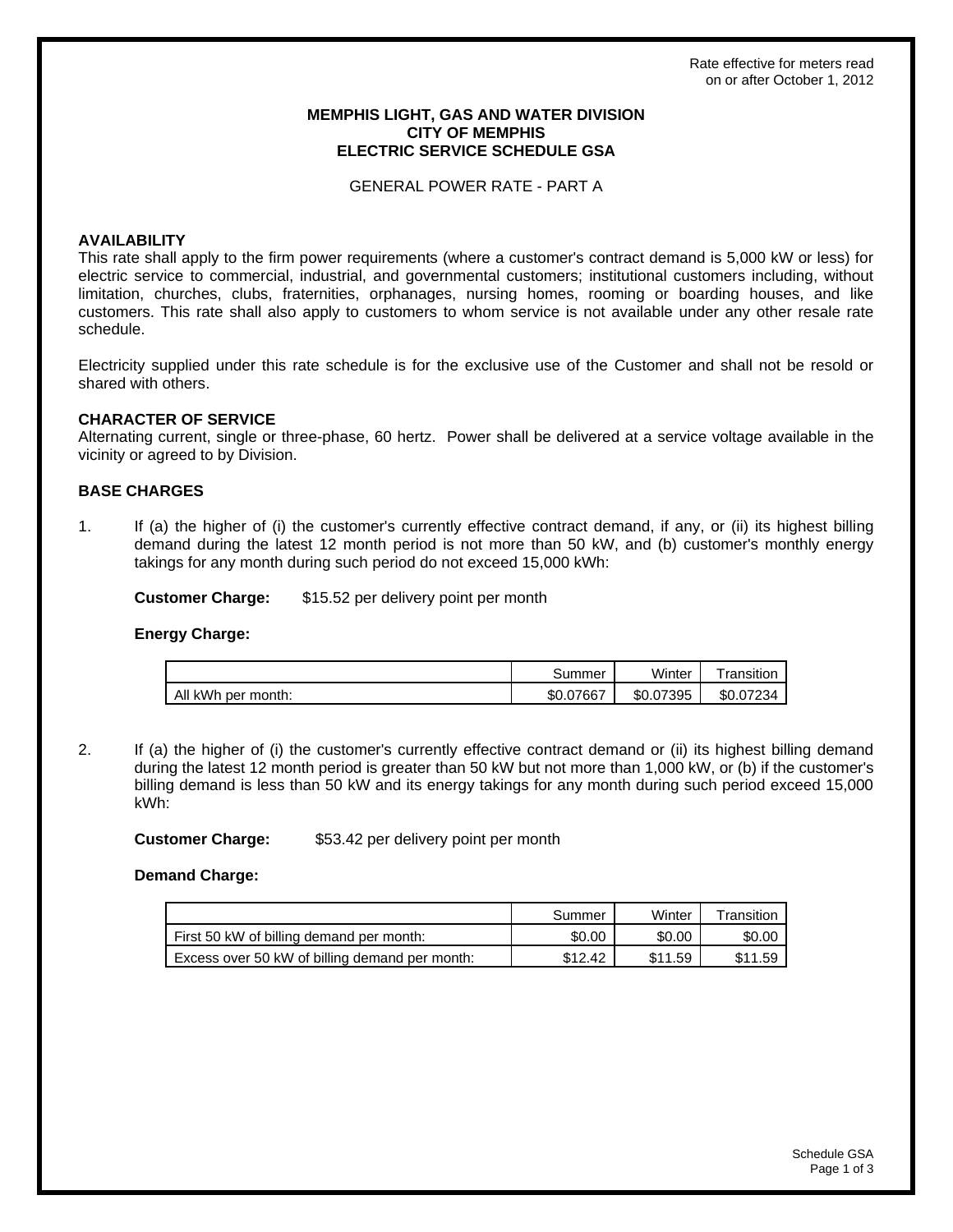Rate effective for meters read on or after October 1, 2012

# MEMPHIS LIGHT, GAS AND WATER DIVISION
# CITY OF MEMPHIS
# ELECTRIC SERVICE SCHEDULE GSA

GENERAL POWER RATE - PART A

## AVAILABILITY

This rate shall apply to the firm power requirements (where a customer's contract demand is 5,000 kW or less) for electric service to commercial, industrial, and governmental customers; institutional customers including, without limitation, churches, clubs, fraternities, orphanages, nursing homes, rooming or boarding houses, and like customers. This rate shall also apply to customers to whom service is not available under any other resale rate schedule.

Electricity supplied under this rate schedule is for the exclusive use of the Customer and shall not be resold or shared with others.

## CHARACTER OF SERVICE

Alternating current, single or three-phase, 60 hertz. Power shall be delivered at a service voltage available in the vicinity or agreed to by Division.

## BASE CHARGES

1. If (a) the higher of (i) the customer's currently effective contract demand, if any, or (ii) its highest billing demand during the latest 12 month period is not more than 50 kW, and (b) customer's monthly energy takings for any month during such period do not exceed 15,000 kWh:

   **Customer Charge:** $15.52 per delivery point per month

   **Energy Charge:**

   | | Summer | Winter | Transition |
   |---|---|---|---|
   | All kWh per month: | $0.07667 | $0.07395 | $0.07234 |

2. If (a) the higher of (i) the customer's currently effective contract demand or (ii) its highest billing demand during the latest 12 month period is greater than 50 kW but not more than 1,000 kW, or (b) if the customer's billing demand is less than 50 kW and its energy takings for any month during such period exceed 15,000 kWh:

   **Customer Charge:** $53.42 per delivery point per month

   **Demand Charge:**

   | | Summer | Winter | Transition |
   |---|---|---|---|
   | First 50 kW of billing demand per month: | $0.00 | $0.00 | $0.00 |
   | Excess over 50 kW of billing demand per month: | $12.42 | $11.59 | $11.59 |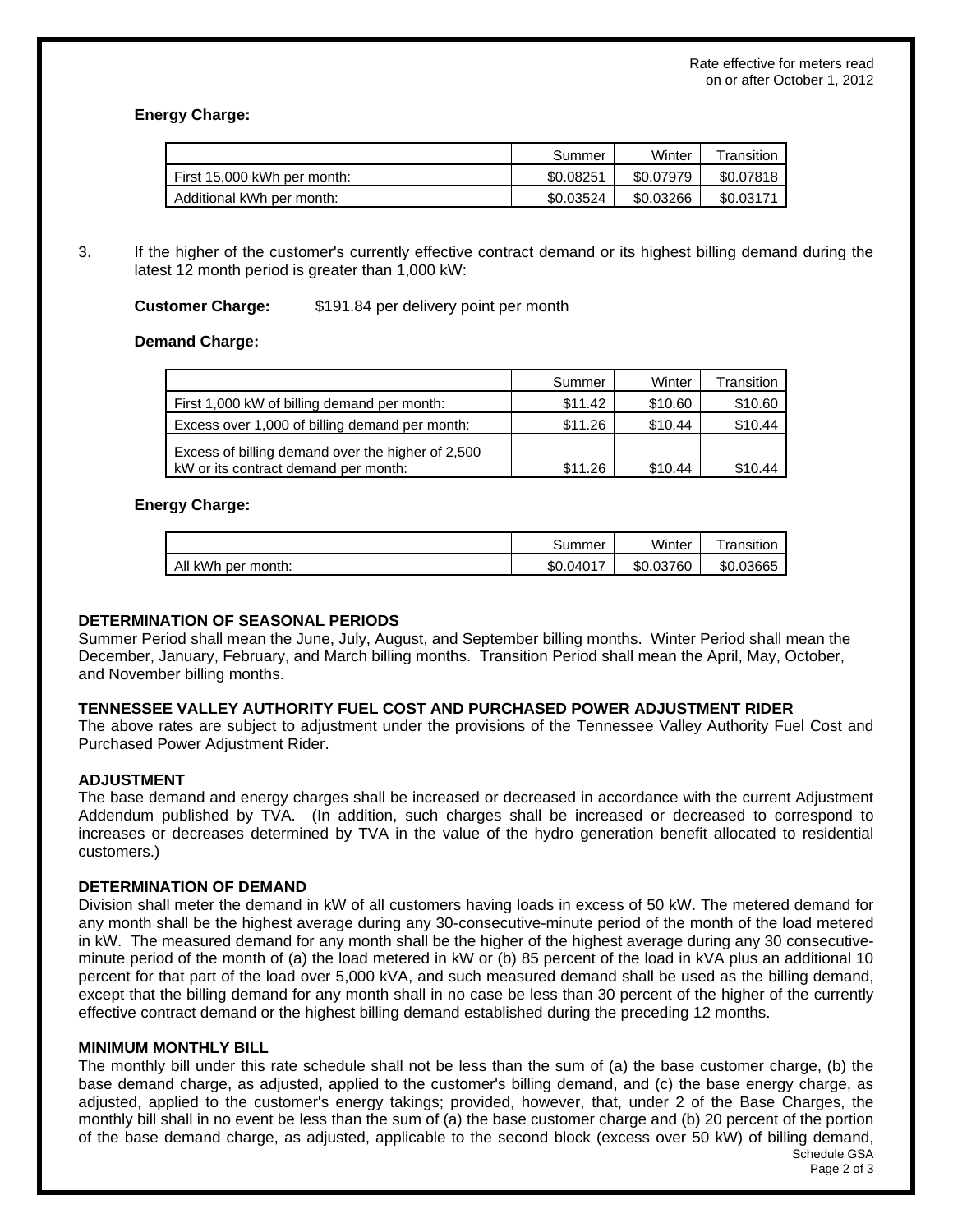Rate effective for meters read on or after October 1, 2012

**Energy Charge:**

| | Summer | Winter | Transition |
|---|---|---|---|
| First 15,000 kWh per month: | \$0.08251 | \$0.07979 | \$0.07818 |
| Additional kWh per month: | \$0.03524 | \$0.03266 | \$0.03171 |

3. If the higher of the customer's currently effective contract demand or its highest billing demand during the latest 12 month period is greater than 1,000 kW:

**Customer Charge:** \$191.84 per delivery point per month

**Demand Charge:**

| | Summer | Winter | Transition |
|---|---|---|---|
| First 1,000 kW of billing demand per month: | \$11.42 | \$10.60 | \$10.60 |
| Excess over 1,000 of billing demand per month: | \$11.26 | \$10.44 | \$10.44 |
| Excess of billing demand over the higher of 2,500 kW or its contract demand per month: | \$11.26 | \$10.44 | \$10.44 |

**Energy Charge:**

| | Summer | Winter | Transition |
|---|---|---|---|
| All kWh per month: | \$0.04017 | \$0.03760 | \$0.03665 |

**DETERMINATION OF SEASONAL PERIODS**

Summer Period shall mean the June, July, August, and September billing months. Winter Period shall mean the December, January, February, and March billing months. Transition Period shall mean the April, May, October, and November billing months.

**TENNESSEE VALLEY AUTHORITY FUEL COST AND PURCHASED POWER ADJUSTMENT RIDER**

The above rates are subject to adjustment under the provisions of the Tennessee Valley Authority Fuel Cost and Purchased Power Adjustment Rider.

**ADJUSTMENT**

The base demand and energy charges shall be increased or decreased in accordance with the current Adjustment Addendum published by TVA. (In addition, such charges shall be increased or decreased to correspond to increases or decreases determined by TVA in the value of the hydro generation benefit allocated to residential customers.)

**DETERMINATION OF DEMAND**

Division shall meter the demand in kW of all customers having loads in excess of 50 kW. The metered demand for any month shall be the highest average during any 30-consecutive-minute period of the month of the load metered in kW. The measured demand for any month shall be the higher of the highest average during any 30 consecutive-minute period of the month of (a) the load metered in kW or (b) 85 percent of the load in kVA plus an additional 10 percent for that part of the load over 5,000 kVA, and such measured demand shall be used as the billing demand, except that the billing demand for any month shall in no case be less than 30 percent of the higher of the currently effective contract demand or the highest billing demand established during the preceding 12 months.

**MINIMUM MONTHLY BILL**

The monthly bill under this rate schedule shall not be less than the sum of (a) the base customer charge, (b) the base demand charge, as adjusted, applied to the customer's billing demand, and (c) the base energy charge, as adjusted, applied to the customer's energy takings; provided, however, that, under 2 of the Base Charges, the monthly bill shall in no event be less than the sum of (a) the base customer charge and (b) 20 percent of the portion of the base demand charge, as adjusted, applicable to the second block (excess over 50 kW) of billing demand,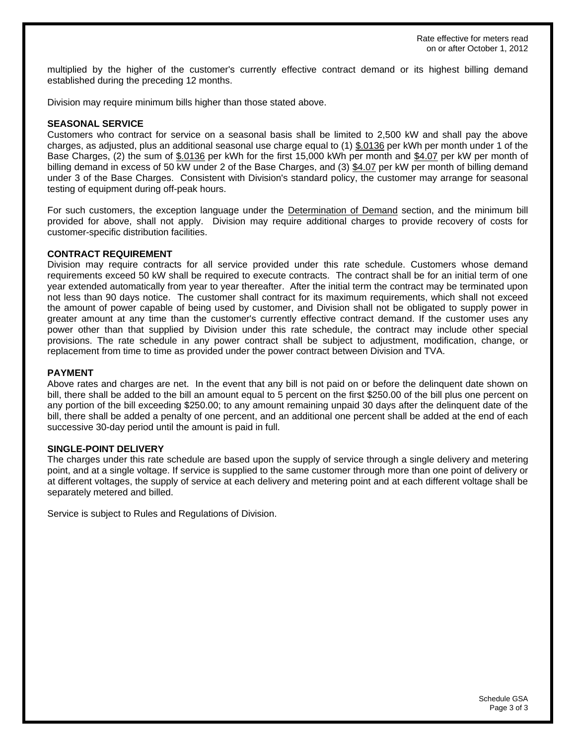multiplied by the higher of the customer's currently effective contract demand or its highest billing demand established during the preceding 12 months.

Division may require minimum bills higher than those stated above.

**SEASONAL SERVICE**

Customers who contract for service on a seasonal basis shall be limited to 2,500 kW and shall pay the above charges, as adjusted, plus an additional seasonal use charge equal to (1) $.0136 per kWh per month under 1 of the Base Charges, (2) the sum of $.0136 per kWh for the first 15,000 kWh per month and $4.07 per kW per month of billing demand in excess of 50 kW under 2 of the Base Charges, and (3) $4.07 per kW per month of billing demand under 3 of the Base Charges. Consistent with Division's standard policy, the customer may arrange for seasonal testing of equipment during off-peak hours.

For such customers, the exception language under the Determination of Demand section, and the minimum bill provided for above, shall not apply. Division may require additional charges to provide recovery of costs for customer-specific distribution facilities.

**CONTRACT REQUIREMENT**

Division may require contracts for all service provided under this rate schedule. Customers whose demand requirements exceed 50 kW shall be required to execute contracts. The contract shall be for an initial term of one year extended automatically from year to year thereafter. After the initial term the contract may be terminated upon not less than 90 days notice. The customer shall contract for its maximum requirements, which shall not exceed the amount of power capable of being used by customer, and Division shall not be obligated to supply power in greater amount at any time than the customer's currently effective contract demand. If the customer uses any power other than that supplied by Division under this rate schedule, the contract may include other special provisions. The rate schedule in any power contract shall be subject to adjustment, modification, change, or replacement from time to time as provided under the power contract between Division and TVA.

**PAYMENT**

Above rates and charges are net. In the event that any bill is not paid on or before the delinquent date shown on bill, there shall be added to the bill an amount equal to 5 percent on the first $250.00 of the bill plus one percent on any portion of the bill exceeding $250.00; to any amount remaining unpaid 30 days after the delinquent date of the bill, there shall be added a penalty of one percent, and an additional one percent shall be added at the end of each successive 30-day period until the amount is paid in full.

**SINGLE-POINT DELIVERY**

The charges under this rate schedule are based upon the supply of service through a single delivery and metering point, and at a single voltage. If service is supplied to the same customer through more than one point of delivery or at different voltages, the supply of service at each delivery and metering point and at each different voltage shall be separately metered and billed.

Service is subject to Rules and Regulations of Division.